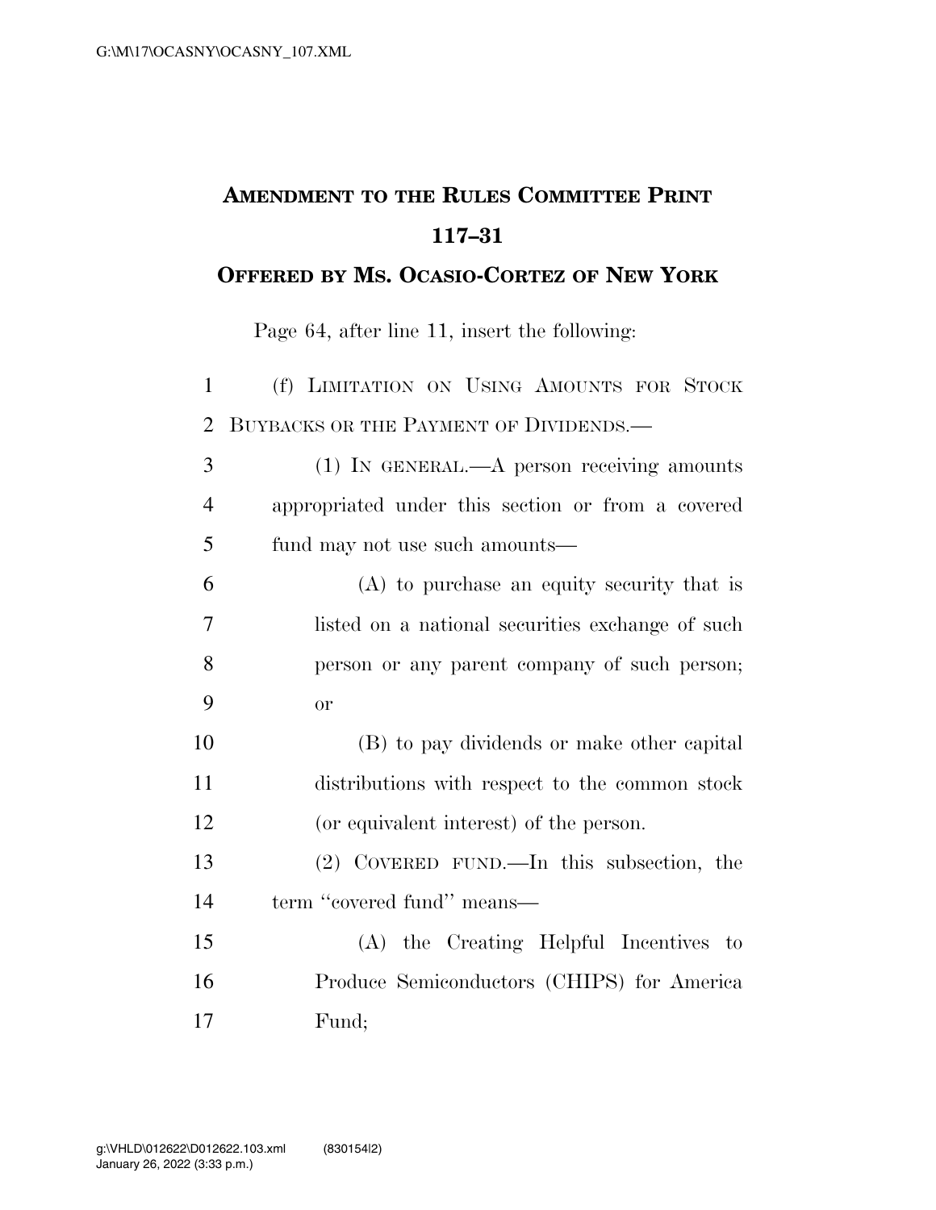# Amendment to the Rules Committee Print 117–31

## Offered by Ms. Ocasio-Cortez of New York

Page 64, after line 11, insert the following:

(f) LIMITATION ON USING AMOUNTS FOR STOCK BUYBACKS OR THE PAYMENT OF DIVIDENDS.—

(1) IN GENERAL.—A person receiving amounts appropriated under this section or from a covered fund may not use such amounts—

(A) to purchase an equity security that is listed on a national securities exchange of such person or any parent company of such person; or

(B) to pay dividends or make other capital distributions with respect to the common stock (or equivalent interest) of the person.

(2) COVERED FUND.—In this subsection, the term "covered fund" means—

(A) the Creating Helpful Incentives to Produce Semiconductors (CHIPS) for America Fund;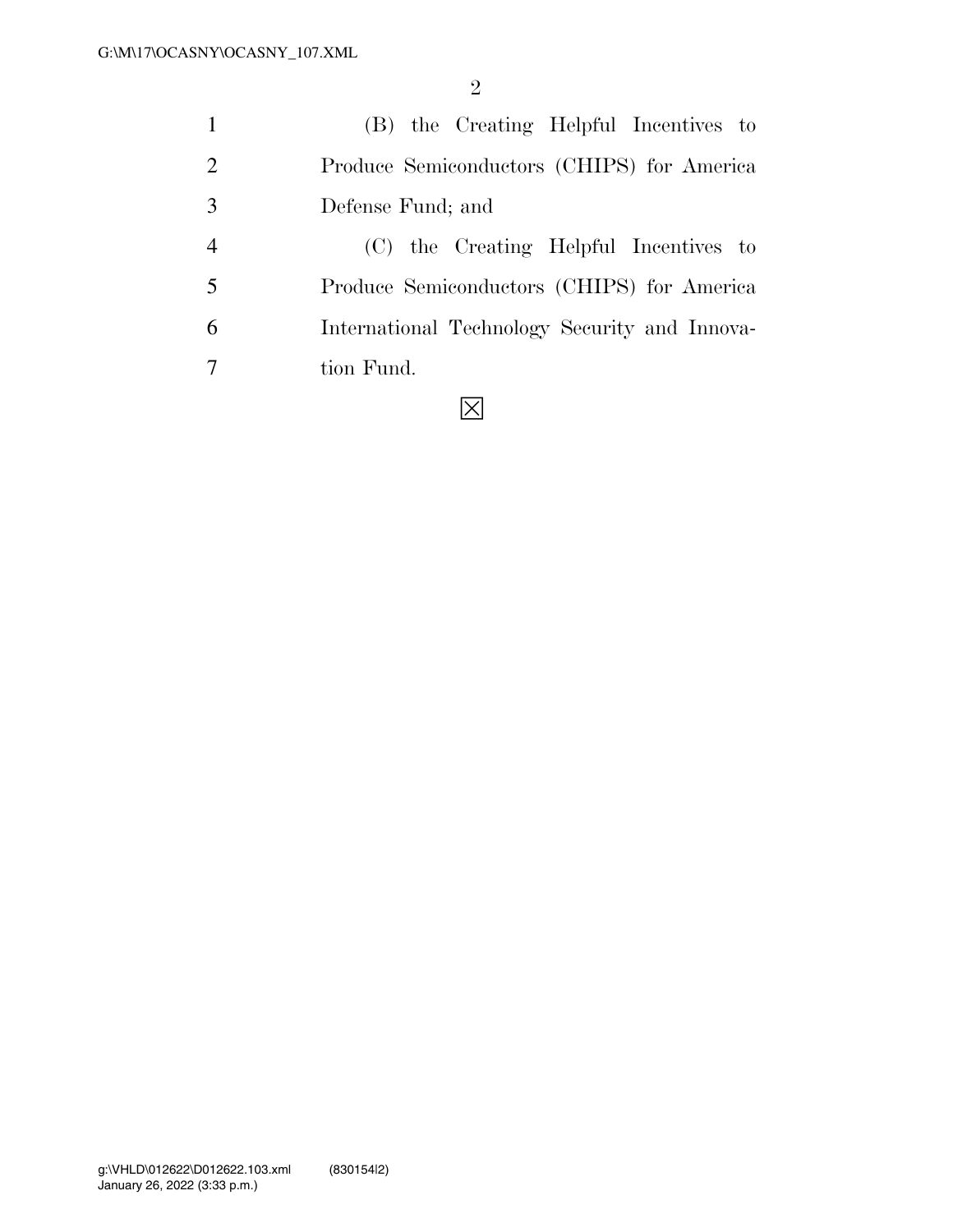(B) the Creating Helpful Incentives to Produce Semiconductors (CHIPS) for America Defense Fund; and

(C) the Creating Helpful Incentives to Produce Semiconductors (CHIPS) for America International Technology Security and Innovation Fund.